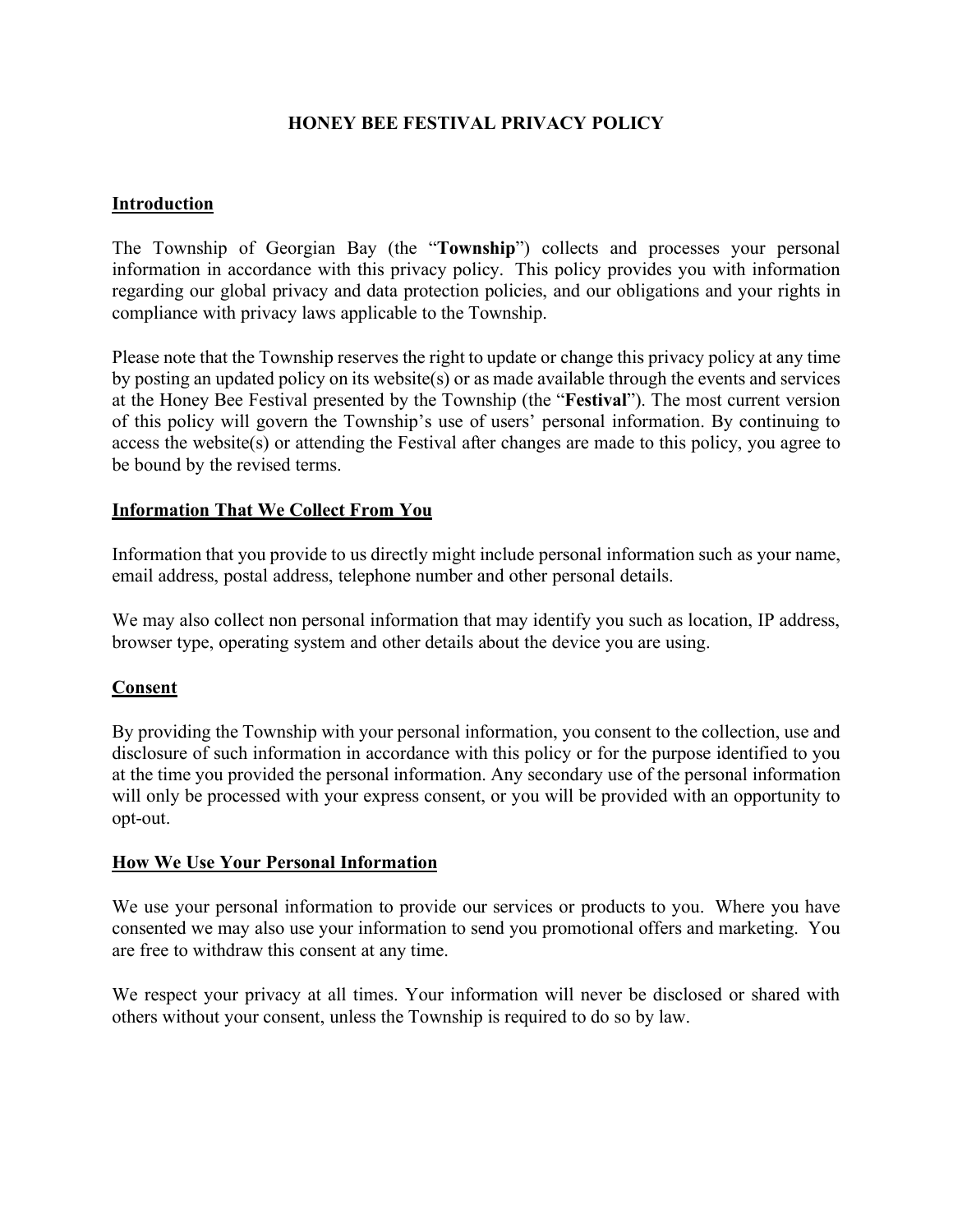# HONEY BEE FESTIVAL PRIVACY POLICY

## Introduction

The Township of Georgian Bay (the "**Township**") collects and processes your personal information in accordance with this privacy policy. This policy provides you with information regarding our global privacy and data protection policies, and our obligations and your rights in compliance with privacy laws applicable to the Township.

Please note that the Township reserves the right to update or change this privacy policy at any time by posting an updated policy on its website(s) or as made available through the events and services at the Honey Bee Festival presented by the Township (the "**Festival**"). The most current version of this policy will govern the Township's use of users' personal information. By continuing to access the website(s) or attending the Festival after changes are made to this policy, you agree to be bound by the revised terms.

## Information That We Collect From You

Information that you provide to us directly might include personal information such as your name, email address, postal address, telephone number and other personal details.

We may also collect non personal information that may identify you such as location, IP address, browser type, operating system and other details about the device you are using.

## Consent

By providing the Township with your personal information, you consent to the collection, use and disclosure of such information in accordance with this policy or for the purpose identified to you at the time you provided the personal information. Any secondary use of the personal information will only be processed with your express consent, or you will be provided with an opportunity to opt-out.

## How We Use Your Personal Information

We use your personal information to provide our services or products to you. Where you have consented we may also use your information to send you promotional offers and marketing. You are free to withdraw this consent at any time.

We respect your privacy at all times. Your information will never be disclosed or shared with others without your consent, unless the Township is required to do so by law.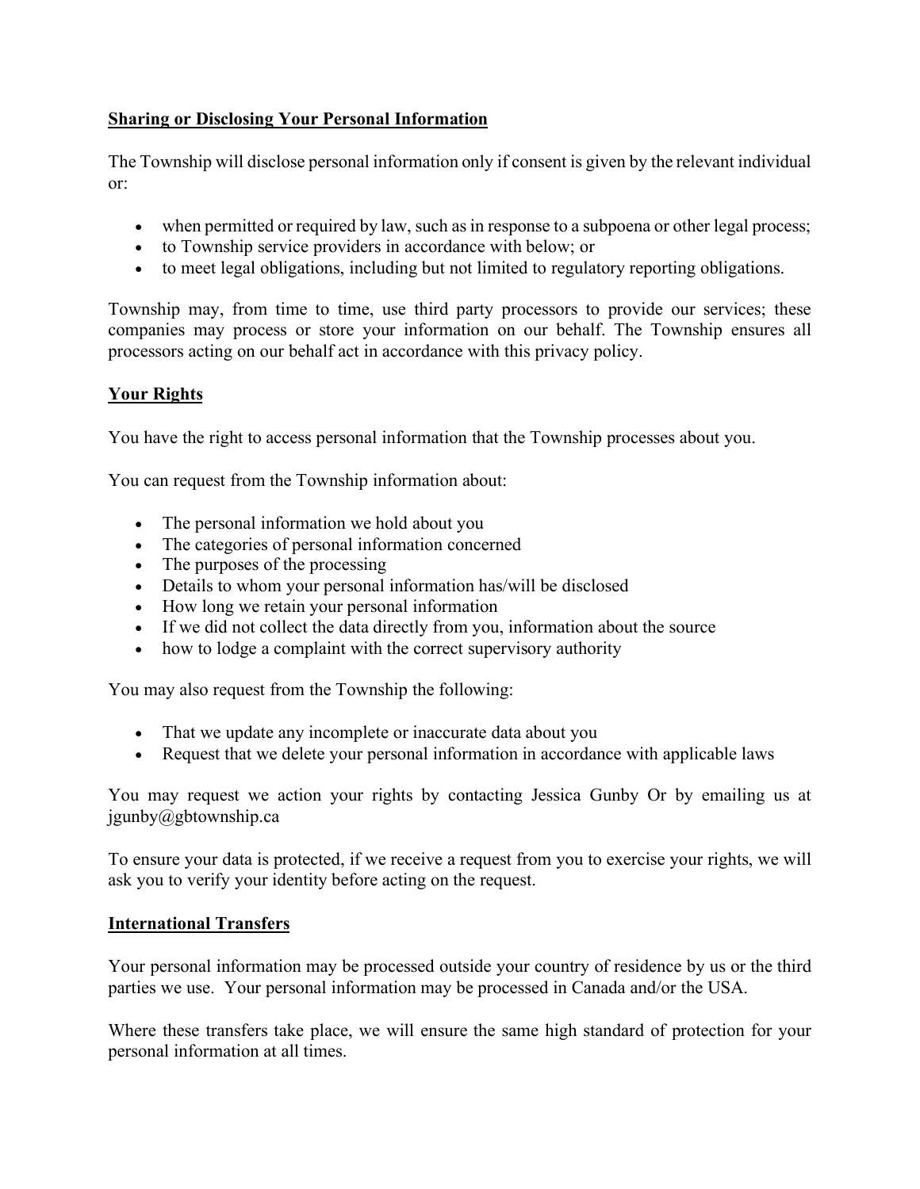## Sharing or Disclosing Your Personal Information

The Township will disclose personal information only if consent is given by the relevant individual or:

- when permitted or required by law, such as in response to a subpoena or other legal process;
- to Township service providers in accordance with below; or
- to meet legal obligations, including but not limited to regulatory reporting obligations.

Township may, from time to time, use third party processors to provide our services; these companies may process or store your information on our behalf. The Township ensures all processors acting on our behalf act in accordance with this privacy policy.

## Your Rights

You have the right to access personal information that the Township processes about you.

You can request from the Township information about:

- The personal information we hold about you
- The categories of personal information concerned
- The purposes of the processing
- Details to whom your personal information has/will be disclosed
- How long we retain your personal information
- If we did not collect the data directly from you, information about the source
- how to lodge a complaint with the correct supervisory authority

You may also request from the Township the following:

- That we update any incomplete or inaccurate data about you
- Request that we delete your personal information in accordance with applicable laws

You may request we action your rights by contacting Jessica Gunby Or by emailing us at jgunby@gbtownship.ca

To ensure your data is protected, if we receive a request from you to exercise your rights, we will ask you to verify your identity before acting on the request.

## International Transfers

Your personal information may be processed outside your country of residence by us or the third parties we use. Your personal information may be processed in Canada and/or the USA.

Where these transfers take place, we will ensure the same high standard of protection for your personal information at all times.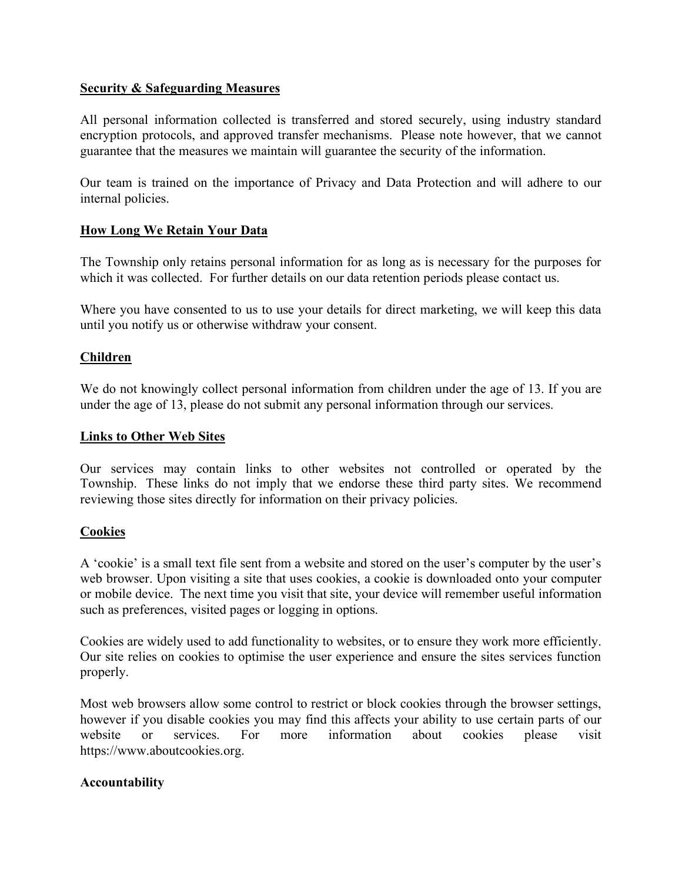## Security & Safeguarding Measures

All personal information collected is transferred and stored securely, using industry standard encryption protocols, and approved transfer mechanisms. Please note however, that we cannot guarantee that the measures we maintain will guarantee the security of the information.

Our team is trained on the importance of Privacy and Data Protection and will adhere to our internal policies.

## How Long We Retain Your Data

The Township only retains personal information for as long as is necessary for the purposes for which it was collected. For further details on our data retention periods please contact us.

Where you have consented to us to use your details for direct marketing, we will keep this data until you notify us or otherwise withdraw your consent.

## Children

We do not knowingly collect personal information from children under the age of 13. If you are under the age of 13, please do not submit any personal information through our services.

## Links to Other Web Sites

Our services may contain links to other websites not controlled or operated by the Township. These links do not imply that we endorse these third party sites. We recommend reviewing those sites directly for information on their privacy policies.

## Cookies

A 'cookie' is a small text file sent from a website and stored on the user's computer by the user's web browser. Upon visiting a site that uses cookies, a cookie is downloaded onto your computer or mobile device. The next time you visit that site, your device will remember useful information such as preferences, visited pages or logging in options.

Cookies are widely used to add functionality to websites, or to ensure they work more efficiently. Our site relies on cookies to optimise the user experience and ensure the sites services function properly.

Most web browsers allow some control to restrict or block cookies through the browser settings, however if you disable cookies you may find this affects your ability to use certain parts of our website or services. For more information about cookies please visit https://www.aboutcookies.org.

## Accountability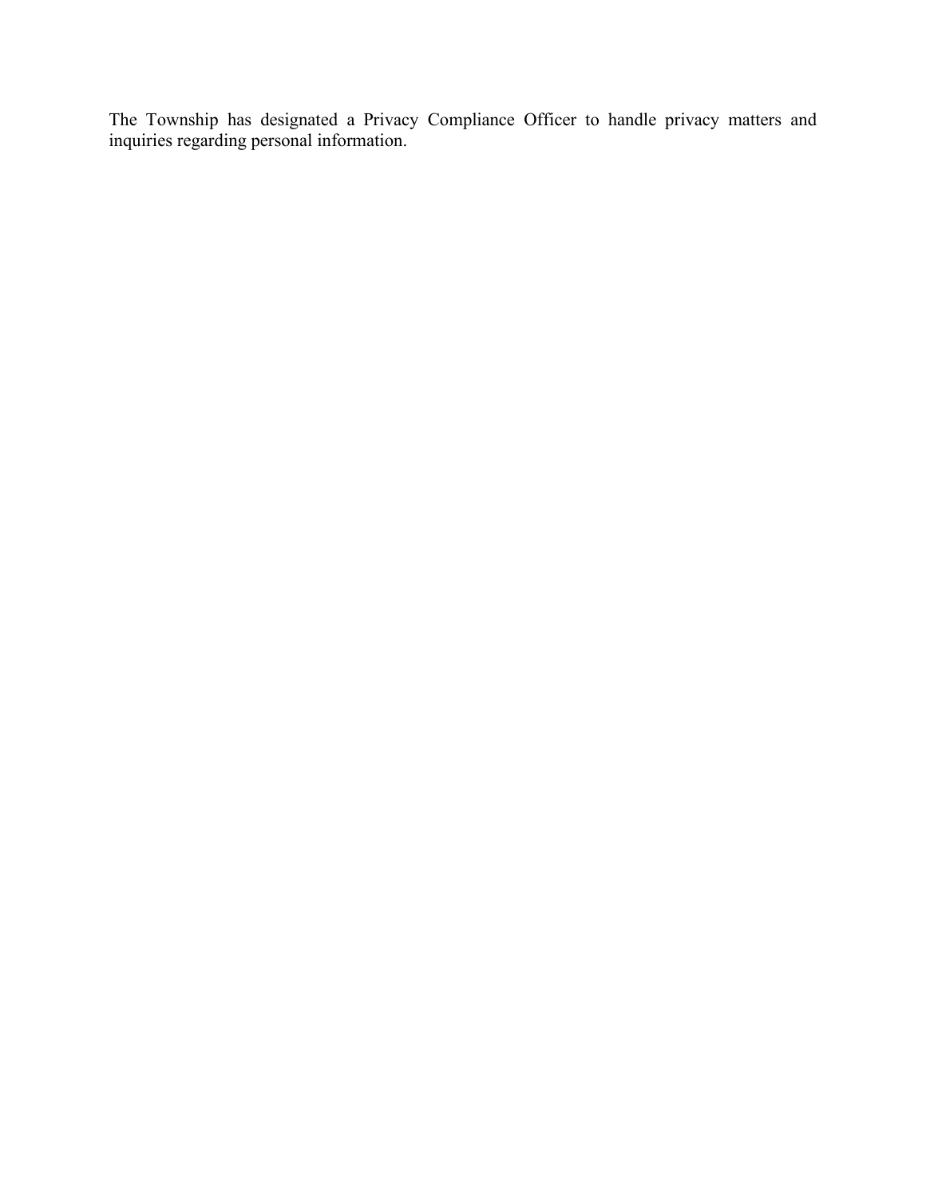The Township has designated a Privacy Compliance Officer to handle privacy matters and inquiries regarding personal information.